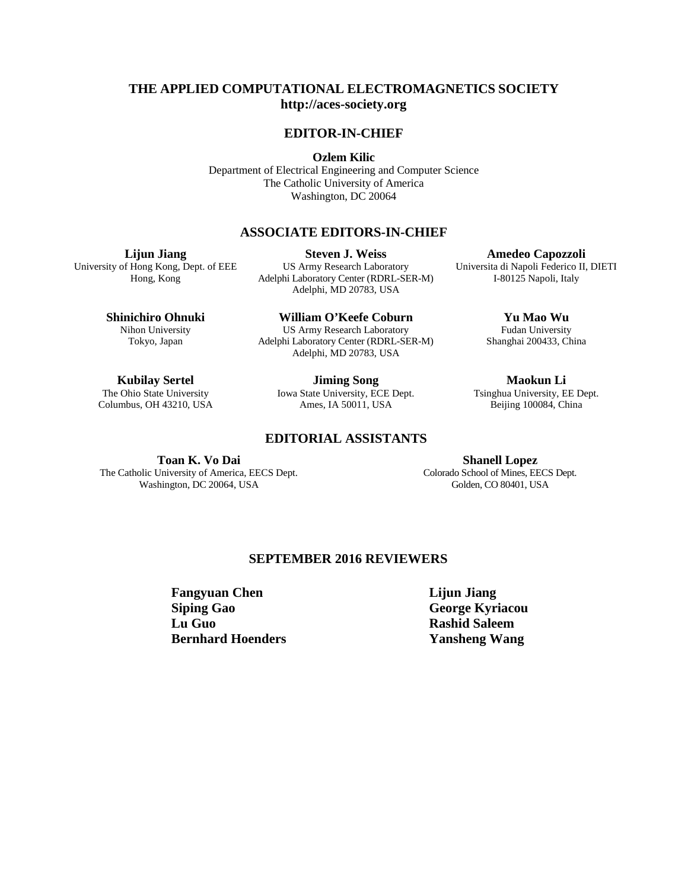# THE APPLIED COMPUTATIONAL ELECTROMAGNETICS SOCIETY
**http://aces-society.org**

## EDITOR-IN-CHIEF

**Ozlem Kilic**
Department of Electrical Engineering and Computer Science
The Catholic University of America
Washington, DC 20064

## ASSOCIATE EDITORS-IN-CHIEF

**Lijun Jiang**
University of Hong Kong, Dept. of EEE
Hong, Kong

**Steven J. Weiss**
US Army Research Laboratory
Adelphi Laboratory Center (RDRL-SER-M)
Adelphi, MD 20783, USA

**Amedeo Capozzoli**
Universita di Napoli Federico II, DIETI
I-80125 Napoli, Italy

**Shinichiro Ohnuki**
Nihon University
Tokyo, Japan

**William O'Keefe Coburn**
US Army Research Laboratory
Adelphi Laboratory Center (RDRL-SER-M)
Adelphi, MD 20783, USA

**Yu Mao Wu**
Fudan University
Shanghai 200433, China

**Kubilay Sertel**
The Ohio State University
Columbus, OH 43210, USA

**Jiming Song**
Iowa State University, ECE Dept.
Ames, IA 50011, USA

**Maokun Li**
Tsinghua University, EE Dept.
Beijing 100084, China

## EDITORIAL ASSISTANTS

**Toan K. Vo Dai**
The Catholic University of America, EECS Dept.
Washington, DC 20064, USA

**Shanell Lopez**
Colorado School of Mines, EECS Dept.
Golden, CO 80401, USA

## SEPTEMBER 2016 REVIEWERS

**Fangyuan Chen**
**Siping Gao**
**Lu Guo**
**Bernhard Hoenders**
**Lijun Jiang**
**George Kyriacou**
**Rashid Saleem**
**Yansheng Wang**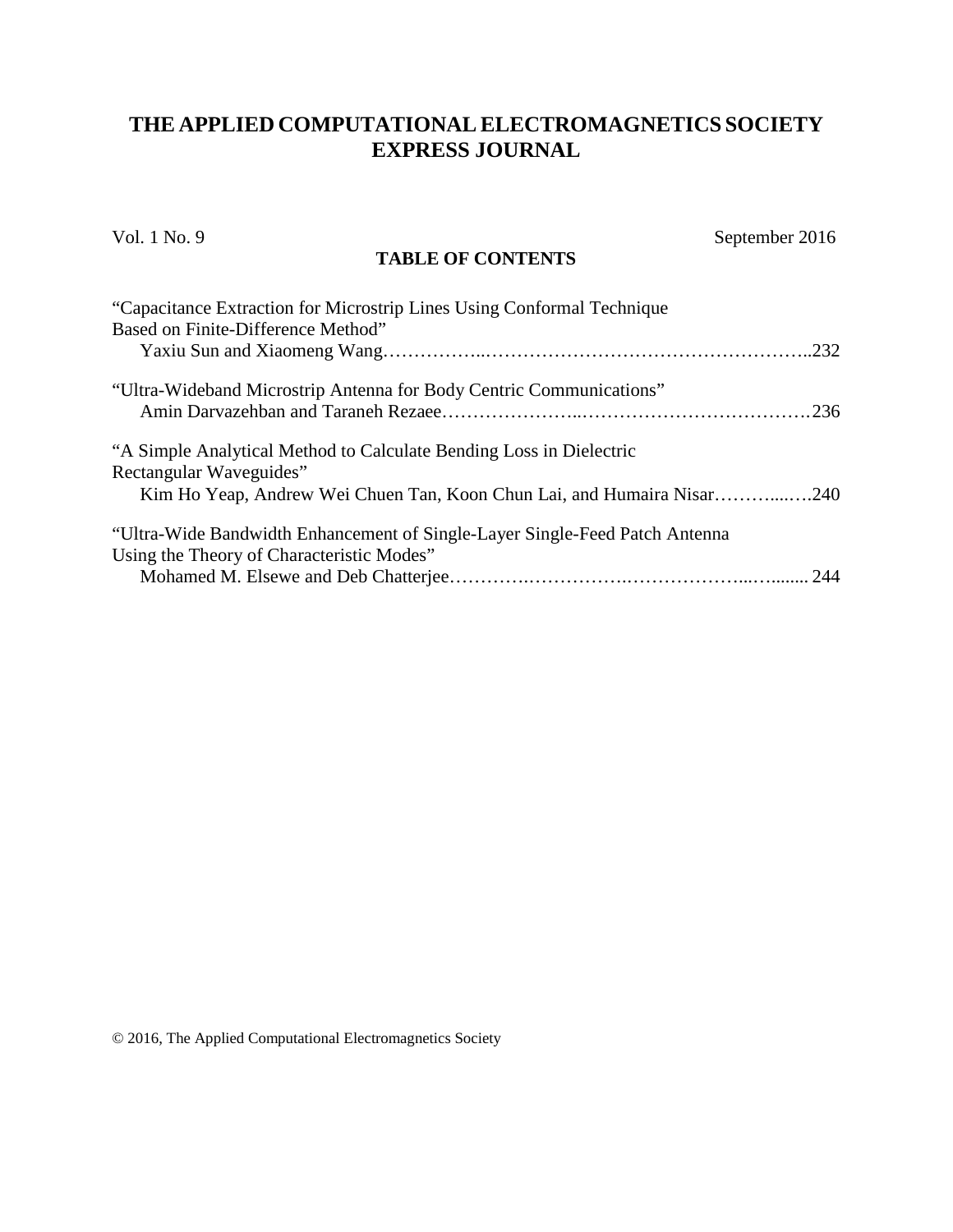# THE APPLIED COMPUTATIONAL ELECTROMAGNETICS SOCIETY EXPRESS JOURNAL

Vol. 1 No. 9 September 2016

## TABLE OF CONTENTS

"Capacitance Extraction for Microstrip Lines Using Conformal Technique Based on Finite-Difference Method"
Yaxiu Sun and Xiaomeng Wang……………..……………………………………………..232

"Ultra-Wideband Microstrip Antenna for Body Centric Communications"
Amin Darvazehban and Taraneh Rezaee…………………..………………………………236

"A Simple Analytical Method to Calculate Bending Loss in Dielectric Rectangular Waveguides"
Kim Ho Yeap, Andrew Wei Chuen Tan, Koon Chun Lai, and Humaira Nisar………....….240

"Ultra-Wide Bandwidth Enhancement of Single-Layer Single-Feed Patch Antenna Using the Theory of Characteristic Modes"
Mohamed M. Elsewe and Deb Chatterjee………….…………….………………...…....... 244

© 2016, The Applied Computational Electromagnetics Society